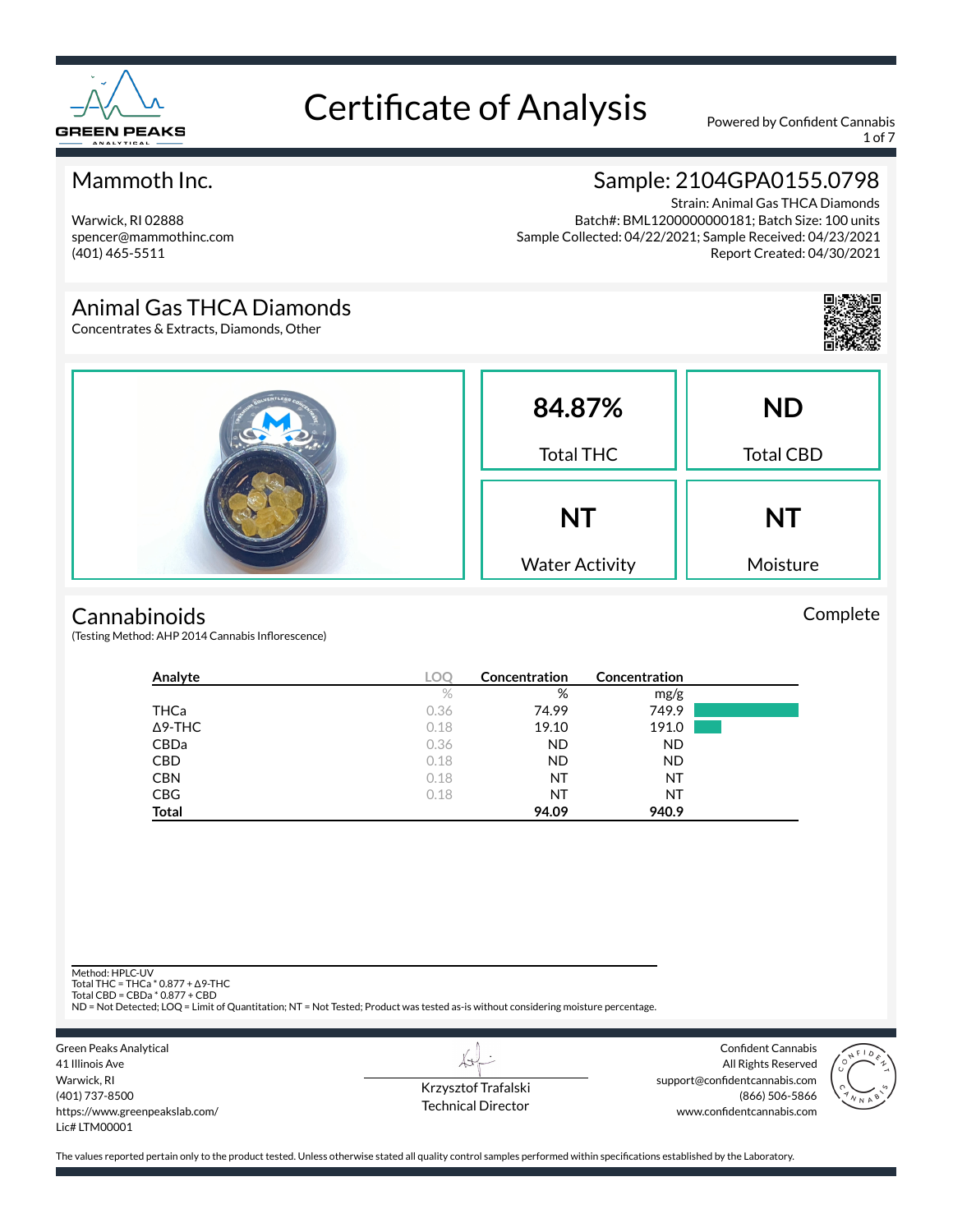# Certificate of Analysis

GREEN PEAKS ANALYTICAL

Powered by Confident Cannabis

## Mammoth Inc.

Warwick, RI 02888
spencer@mammothinc.com
(401) 465-5511

## Sample: 2104GPA0155.0798

Strain: Animal Gas THCA Diamonds
Batch#: BML1200000000181; Batch Size: 100 units
Sample Collected: 04/22/2021; Sample Received: 04/23/2021
Report Created: 04/30/2021

## Animal Gas THCA Diamonds

Concentrates & Extracts, Diamonds, Other

| 84.87% | ND |
|---|---|
| Total THC | Total CBD |
| **NT** | **NT** |
| Water Activity | Moisture |

## Cannabinoids

Complete

(Testing Method: AHP 2014 Cannabis Inflorescence)

| Analyte | LOQ | Concentration | Concentration |
|---|---|---|---|
| | % | % | mg/g |
| THCa | 0.36 | 74.99 | 749.9 |
| Δ9-THC | 0.18 | 19.10 | 191.0 |
| CBDa | 0.36 | ND | ND |
| CBD | 0.18 | ND | ND |
| CBN | 0.18 | NT | NT |
| CBG | 0.18 | NT | NT |
| **Total** | | **94.09** | **940.9** |

Method: HPLC-UV
Total THC = THCa * 0.877 + Δ9-THC
Total CBD = CBDa * 0.877 + CBD
ND = Not Detected; LOQ = Limit of Quantitation; NT = Not Tested; Product was tested as-is without considering moisture percentage.

Green Peaks Analytical
41 Illinois Ave
Warwick, RI
(401) 737-8500
https://www.greenpeakslab.com/
Lic# LTM00001

Krzysztof Trafalski
Technical Director

Confident Cannabis
All Rights Reserved
support@confidentcannabis.com
(866) 506-5866
www.confidentcannabis.com

The values reported pertain only to the product tested. Unless otherwise stated all quality control samples performed within specifications established by the Laboratory.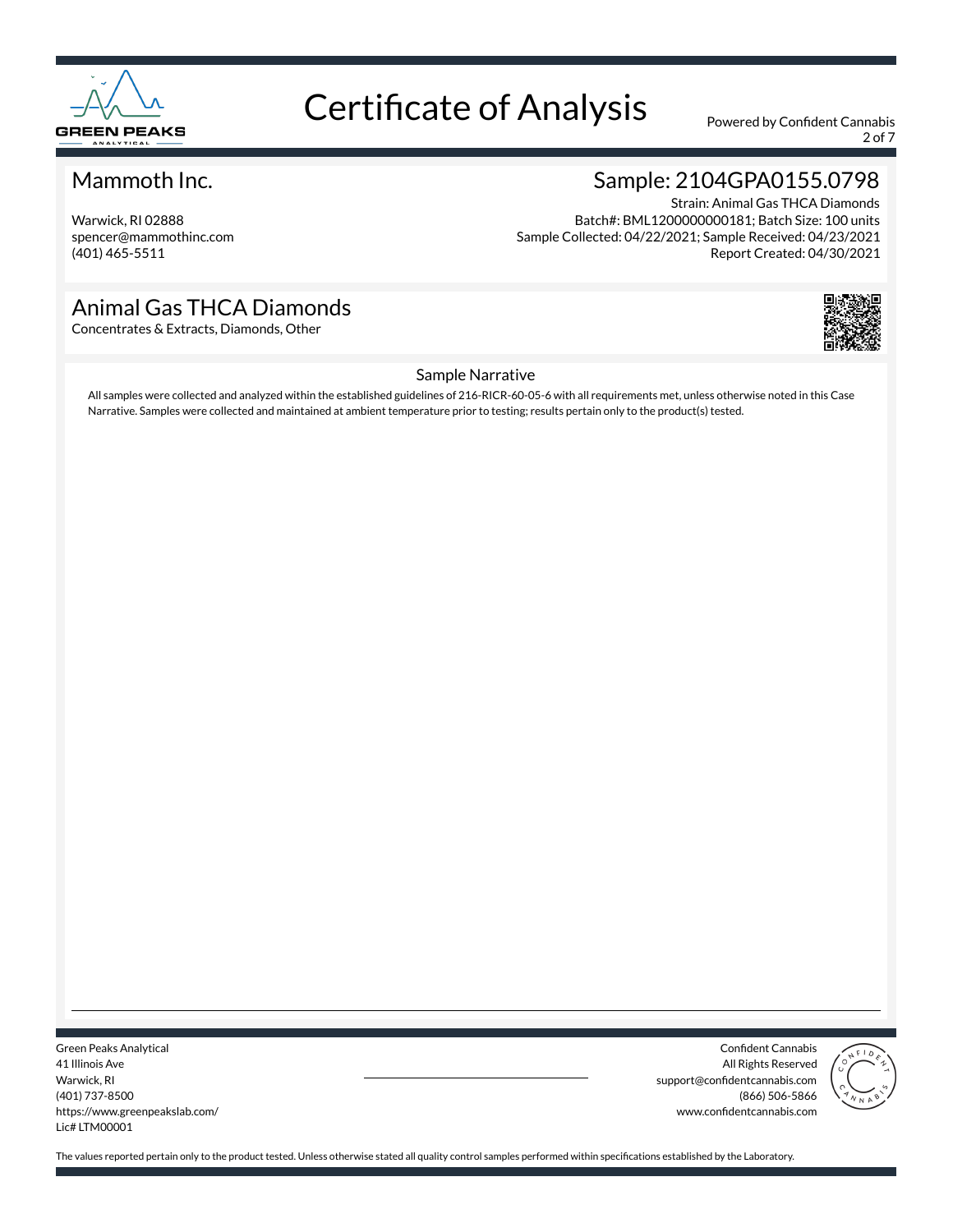# Certificate of Analysis

Powered by Confident Cannabis

## Mammoth Inc.

Warwick, RI 02888
spencer@mammothinc.com
(401) 465-5511

## Sample: 2104GPA0155.0798

Strain: Animal Gas THCA Diamonds
Batch#: BML1200000000181; Batch Size: 100 units
Sample Collected: 04/22/2021; Sample Received: 04/23/2021
Report Created: 04/30/2021

## Animal Gas THCA Diamonds

Concentrates & Extracts, Diamonds, Other

### Sample Narrative

All samples were collected and analyzed within the established guidelines of 216-RICR-60-05-6 with all requirements met, unless otherwise noted in this Case Narrative. Samples were collected and maintained at ambient temperature prior to testing; results pertain only to the product(s) tested.

Green Peaks Analytical
41 Illinois Ave
Warwick, RI
(401) 737-8500
https://www.greenpeakslab.com/
Lic# LTM00001

Confident Cannabis
All Rights Reserved
support@confidentcannabis.com
(866) 506-5866
www.confidentcannabis.com

The values reported pertain only to the product tested. Unless otherwise stated all quality control samples performed within specifications established by the Laboratory.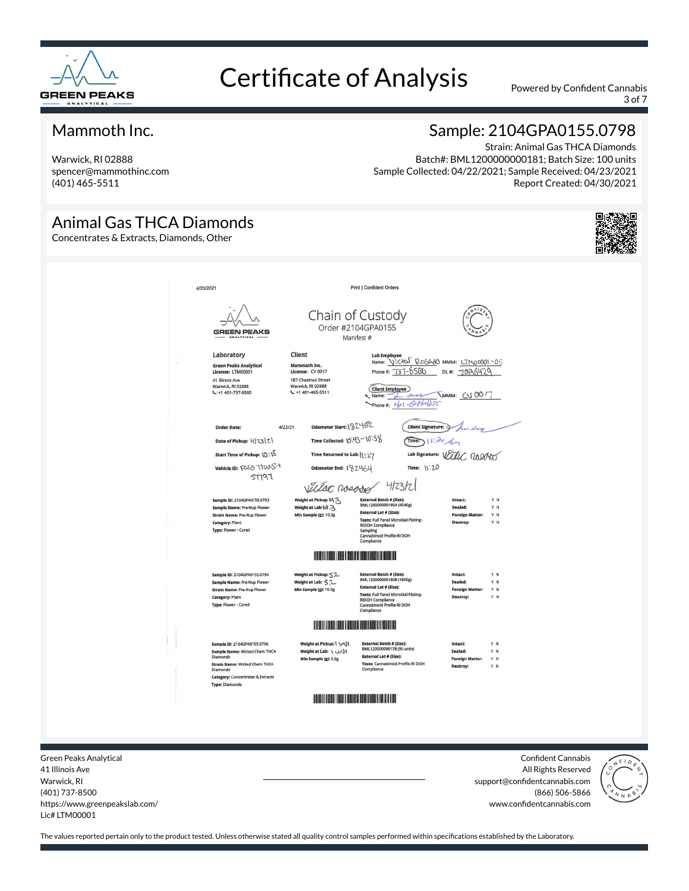# Certificate of Analysis

Powered by Confident Cannabis

## Mammoth Inc.

Warwick, RI 02888
spencer@mammothinc.com
(401) 465-5511

## Sample: 2104GPA0155.0798

Strain: Animal Gas THCA Diamonds
Batch#: BML1200000000181; Batch Size: 100 units
Sample Collected: 04/22/2021; Sample Received: 04/23/2021
Report Created: 04/30/2021

## Animal Gas THCA Diamonds

Concentrates & Extracts, Diamonds, Other

4/23/2021 Print | Confident Orders

### Chain of Custody

Order #2104GPA0155
Manifest #

**Laboratory**
Green Peaks Analytical
License: LTM00001
41 Illinois Ave
Warwick, RI 02888
+1 401-737-8500

**Client**
Mammoth Inc.
License: CV 0017
187 Chestnut Street
Warwick, RI 02888
+1 401-465-5511

**Lab Employee**
Name: Victor Rosado MMM: LTM00001-05
Phone #: 737-8500 DL #: 7096429

**Client Employee**
Name: [signature] MMM: CV 0017
Phone #: 401-6444275

Order Date: 4/22/21
Date of Pickup: 4/23/21
Start Time of Pickup: 10:15
Vehicle ID: Ford Transit ST797

Odometer Start: 182452
Time Collected: 10:43-10:58
Time Returned to Lab: 11:27
Odometer End: 182464

Client Signature: [signature]
Time: 11:20
Lab Signature: Victor Rosado
Time: 11:20

Victor Rosado 4/23/21

**Sample ID:** 2104GPA0155.0793
**Sample Name:** Pre-Nup Flower
**Strain Name:** Pre-Nup Flower
**Category:** Plant
**Type:** Flower - Cured
Weight at Pickup: 14.3
Weight at Lab: 14.3
Min Sample (g): 10.0g
External Batch # (Size): BML120000000180A (4540g)
External Lot # (Size):
Tests: Full Panel Microbial Plating-RIDOH Compliance Sampling Cannabinoid Profile-RI DOH Compliance
Intact: Y N
Sealed: Y N
Foreign Matter: Y N
Destroy: Y N

**Sample ID:** 2104GPA0155.0794
**Sample Name:** Pre-Nup Flower
**Strain Name:** Pre-Nup Flower
**Category:** Plant
**Type:** Flower - Cured
Weight at Pickup: 52
Weight at Lab: 52
Min Sample (g): 10.0g
External Batch # (Size): BML120000000180B (1800g)
External Lot # (Size):
Tests: Full Panel Microbial Plating-RIDOH Compliance Cannabinoid Profile-RI DOH Compliance
Intact: Y N
Sealed: Y N
Foreign Matter: Y N
Destroy: Y N

**Sample ID:** 2104GPA0155.0796
**Sample Name:** Wicked Chem THCA Diamonds
**Strain Name:** Wicked Chem THCA Diamonds
**Category:** Concentrates & Extracts
**Type:** Diamonds
Weight at Pickup: 1 unit
Weight at Lab: 1 unit
Min Sample (g): 5.0g
External Batch # (Size): BML120000000178 (90 units)
External Lot # (Size):
Tests: Cannabinoid Profile-RI DOH Compliance
Intact: Y N
Sealed: Y N
Foreign Matter: Y N
Destroy: Y N

Green Peaks Analytical
41 Illinois Ave
Warwick, RI
(401) 737-8500
https://www.greenpeakslab.com/
Lic# LTM00001

Confident Cannabis
All Rights Reserved
support@confidentcannabis.com
(866) 506-5866
www.confidentcannabis.com

The values reported pertain only to the product tested. Unless otherwise stated all quality control samples performed within specifications established by the Laboratory.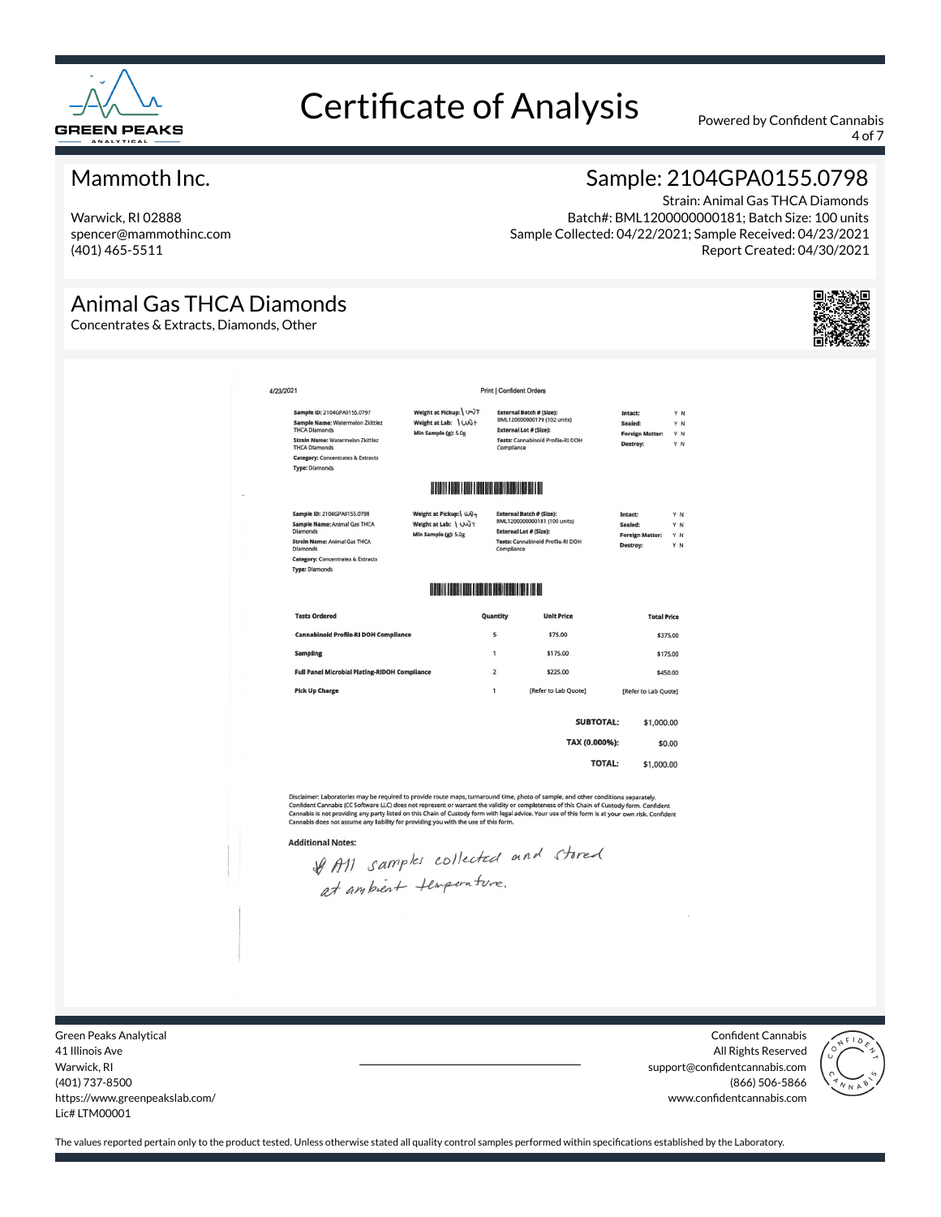# Certificate of Analysis

Powered by Confident Cannabis

## Mammoth Inc.

Warwick, RI 02888
spencer@mammothinc.com
(401) 465-5511

## Sample: 2104GPA0155.0798

Strain: Animal Gas THCA Diamonds
Batch#: BML1200000000181; Batch Size: 100 units
Sample Collected: 04/22/2021; Sample Received: 04/23/2021
Report Created: 04/30/2021

## Animal Gas THCA Diamonds

Concentrates & Extracts, Diamonds, Other

4/23/2021 Print | Confident Orders

**Sample ID:** 2104GPA0155.0797
**Sample Name:** Watermelon Zkittlez THCA Diamonds
**Strain Name:** Watermelon Zkittlez THCA Diamonds
**Category:** Concentrates & Extracts
**Type:** Diamonds

**Weight at Pickup:** 1 unit
**Weight at Lab:** 1 unit
**Min Sample (g):** 5.0g

**External Batch # (Size):** BML1200000000179 (102 units)
**External Lot # (Size):**
**Tests:** Cannabinoid Profile-RI DOH Compliance

**Intact:** Y N
**Sealed:** Y N
**Foreign Matter:** Y N
**Destroy:** Y N

**Sample ID:** 2104GPA0155.0798
**Sample Name:** Animal Gas THCA Diamonds
**Strain Name:** Animal Gas THCA Diamonds
**Category:** Concentrates & Extracts
**Type:** Diamonds

**Weight at Pickup:** 1 unit
**Weight at Lab:** 1 unit
**Min Sample (g):** 5.0g

**External Batch # (Size):** BML1200000000181 (100 units)
**External Lot # (Size):**
**Tests:** Cannabinoid Profile-RI DOH Compliance

**Intact:** Y N
**Sealed:** Y N
**Foreign Matter:** Y N
**Destroy:** Y N

| Tests Ordered | Quantity | Unit Price | Total Price |
|---|---|---|---|
| Cannabinoid Profile-RI DOH Compliance | 5 | $75.00 | $375.00 |
| Sampling | 1 | $175.00 | $175.00 |
| Full Panel Microbial Plating-RIDOH Compliance | 2 | $225.00 | $450.00 |
| Pick Up Charge | 1 | [Refer to Lab Quote] | [Refer to Lab Quote] |

| | |
|---|---|
| **SUBTOTAL:** | $1,000.00 |
| **TAX (0.000%):** | $0.00 |
| **TOTAL:** | $1,000.00 |

Disclaimer: Laboratories may be required to provide route maps, turnaround time, photo of sample, and other conditions separately. Confident Cannabis (CC Software LLC) does not represent or warrant the validity or completeness of this Chain of Custody form. Confident Cannabis is not providing any party listed on this Chain of Custody form with legal advice. Your use of this form is at your own risk. Confident Cannabis does not assume any liability for providing you with the use of this form.

**Additional Notes:**

*All samples collected and stored at ambient temperature.*

Green Peaks Analytical
41 Illinois Ave
Warwick, RI
(401) 737-8500
https://www.greenpeakslab.com/
Lic# LTM00001

Confident Cannabis
All Rights Reserved
support@confidentcannabis.com
(866) 506-5866
www.confidentcannabis.com

The values reported pertain only to the product tested. Unless otherwise stated all quality control samples performed within specifications established by the Laboratory.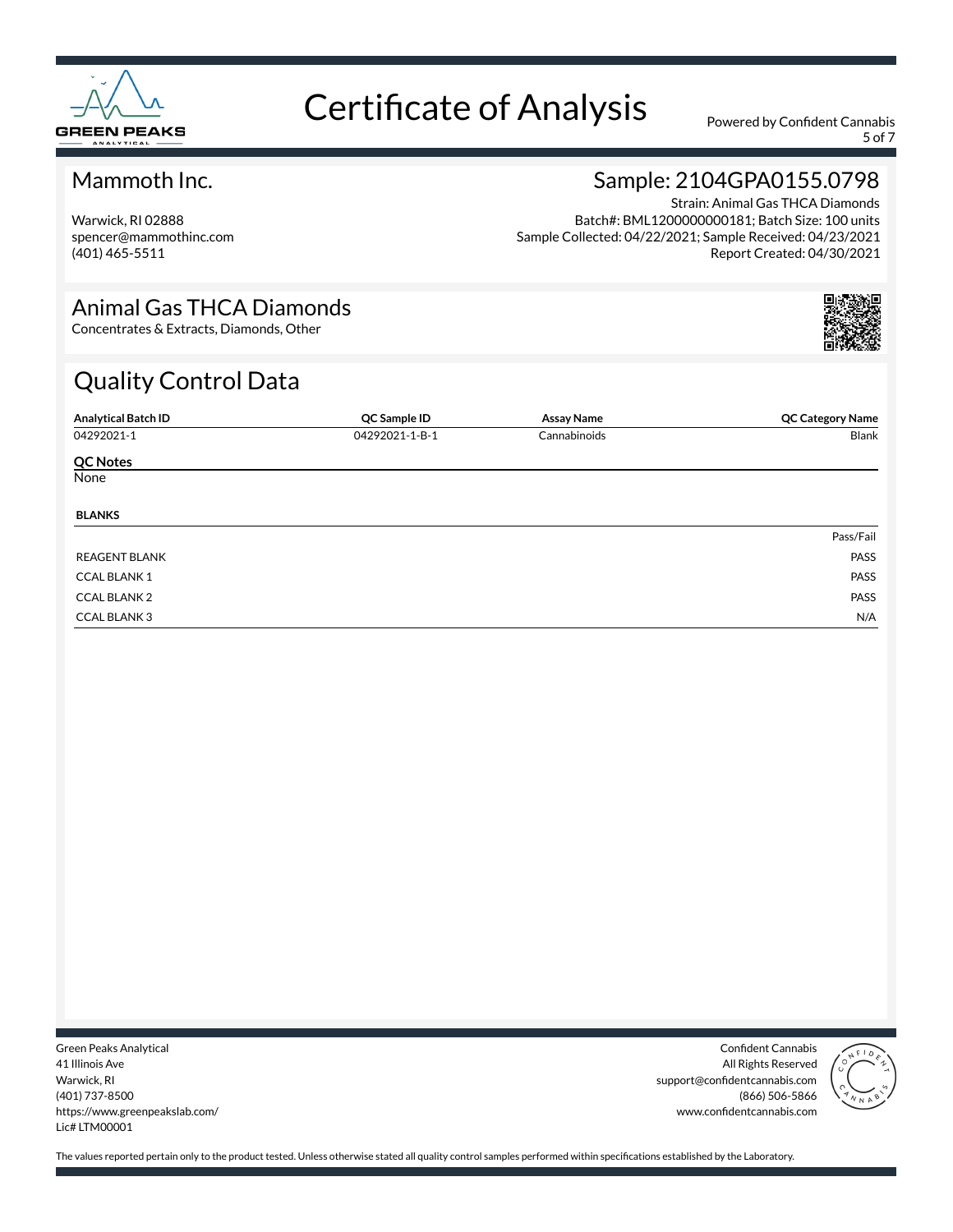# Certificate of Analysis

Powered by Confident Cannabis

## Mammoth Inc.

Warwick, RI 02888
spencer@mammothinc.com
(401) 465-5511

## Sample: 2104GPA0155.0798

Strain: Animal Gas THCA Diamonds
Batch#: BML1200000000181; Batch Size: 100 units
Sample Collected: 04/22/2021; Sample Received: 04/23/2021
Report Created: 04/30/2021

## Animal Gas THCA Diamonds

Concentrates & Extracts, Diamonds, Other

## Quality Control Data

| Analytical Batch ID | QC Sample ID | Assay Name | QC Category Name |
|---|---|---|---|
| 04292021-1 | 04292021-1-B-1 | Cannabinoids | Blank |

**QC Notes**

None

**BLANKS**

| | Pass/Fail |
|---|---|
| REAGENT BLANK | PASS |
| CCAL BLANK 1 | PASS |
| CCAL BLANK 2 | PASS |
| CCAL BLANK 3 | N/A |

Green Peaks Analytical
41 Illinois Ave
Warwick, RI
(401) 737-8500
https://www.greenpeakslab.com/
Lic# LTM00001

Confident Cannabis
All Rights Reserved
support@confidentcannabis.com
(866) 506-5866
www.confidentcannabis.com

The values reported pertain only to the product tested. Unless otherwise stated all quality control samples performed within specifications established by the Laboratory.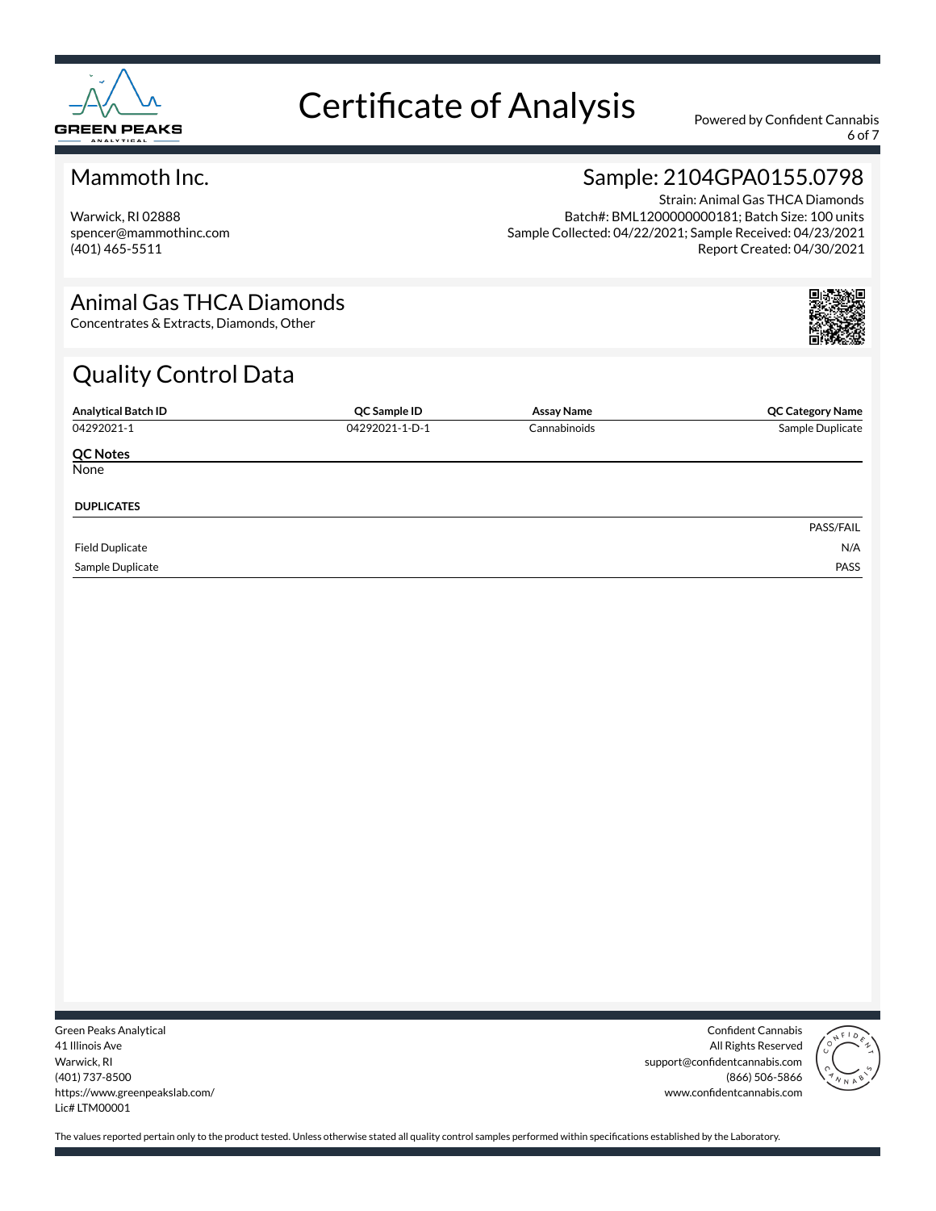# Certificate of Analysis

Powered by Confident Cannabis

## Mammoth Inc.

Warwick, RI 02888
spencer@mammothinc.com
(401) 465-5511

## Sample: 2104GPA0155.0798

Strain: Animal Gas THCA Diamonds
Batch#: BML1200000000181; Batch Size: 100 units
Sample Collected: 04/22/2021; Sample Received: 04/23/2021
Report Created: 04/30/2021

## Animal Gas THCA Diamonds

Concentrates & Extracts, Diamonds, Other

## Quality Control Data

| Analytical Batch ID | QC Sample ID | Assay Name | QC Category Name |
|---|---|---|---|
| 04292021-1 | 04292021-1-D-1 | Cannabinoids | Sample Duplicate |

**QC Notes**

None

**DUPLICATES**

| | PASS/FAIL |
|---|---|
| Field Duplicate | N/A |
| Sample Duplicate | PASS |

Green Peaks Analytical
41 Illinois Ave
Warwick, RI
(401) 737-8500
https://www.greenpeakslab.com/
Lic# LTM00001

Confident Cannabis
All Rights Reserved
support@confidentcannabis.com
(866) 506-5866
www.confidentcannabis.com

The values reported pertain only to the product tested. Unless otherwise stated all quality control samples performed within specifications established by the Laboratory.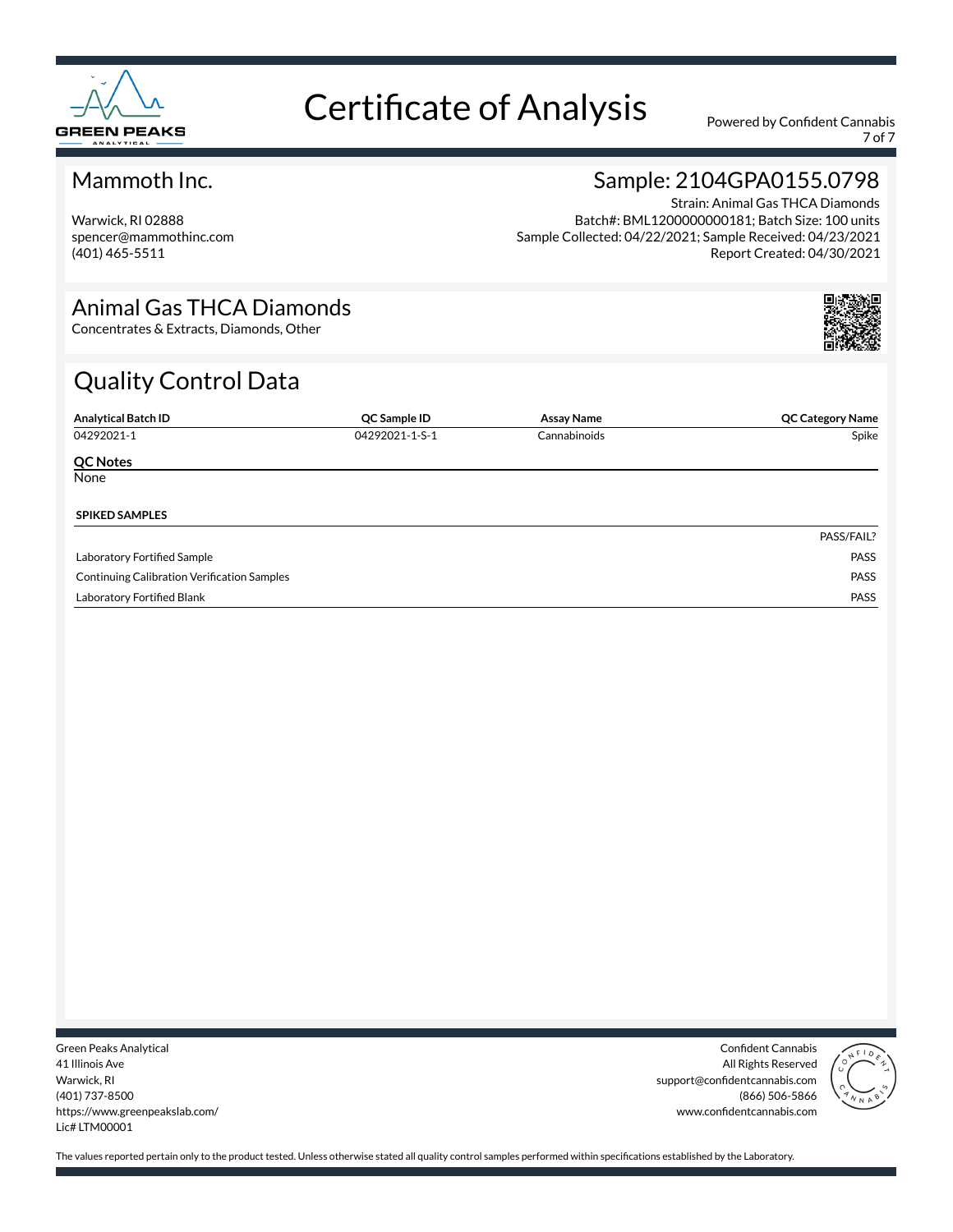# Certificate of Analysis

Powered by Confident Cannabis

## Mammoth Inc.

Warwick, RI 02888
spencer@mammothinc.com
(401) 465-5511

## Sample: 2104GPA0155.0798

Strain: Animal Gas THCA Diamonds
Batch#: BML1200000000181; Batch Size: 100 units
Sample Collected: 04/22/2021; Sample Received: 04/23/2021
Report Created: 04/30/2021

## Animal Gas THCA Diamonds

Concentrates & Extracts, Diamonds, Other

## Quality Control Data

| Analytical Batch ID | QC Sample ID | Assay Name | QC Category Name |
|---|---|---|---|
| 04292021-1 | 04292021-1-S-1 | Cannabinoids | Spike |

**QC Notes**

None

**SPIKED SAMPLES**

| | PASS/FAIL? |
|---|---|
| Laboratory Fortified Sample | PASS |
| Continuing Calibration Verification Samples | PASS |
| Laboratory Fortified Blank | PASS |

Green Peaks Analytical
41 Illinois Ave
Warwick, RI
(401) 737-8500
https://www.greenpeakslab.com/
Lic# LTM00001

Confident Cannabis
All Rights Reserved
support@confidentcannabis.com
(866) 506-5866
www.confidentcannabis.com

The values reported pertain only to the product tested. Unless otherwise stated all quality control samples performed within specifications established by the Laboratory.